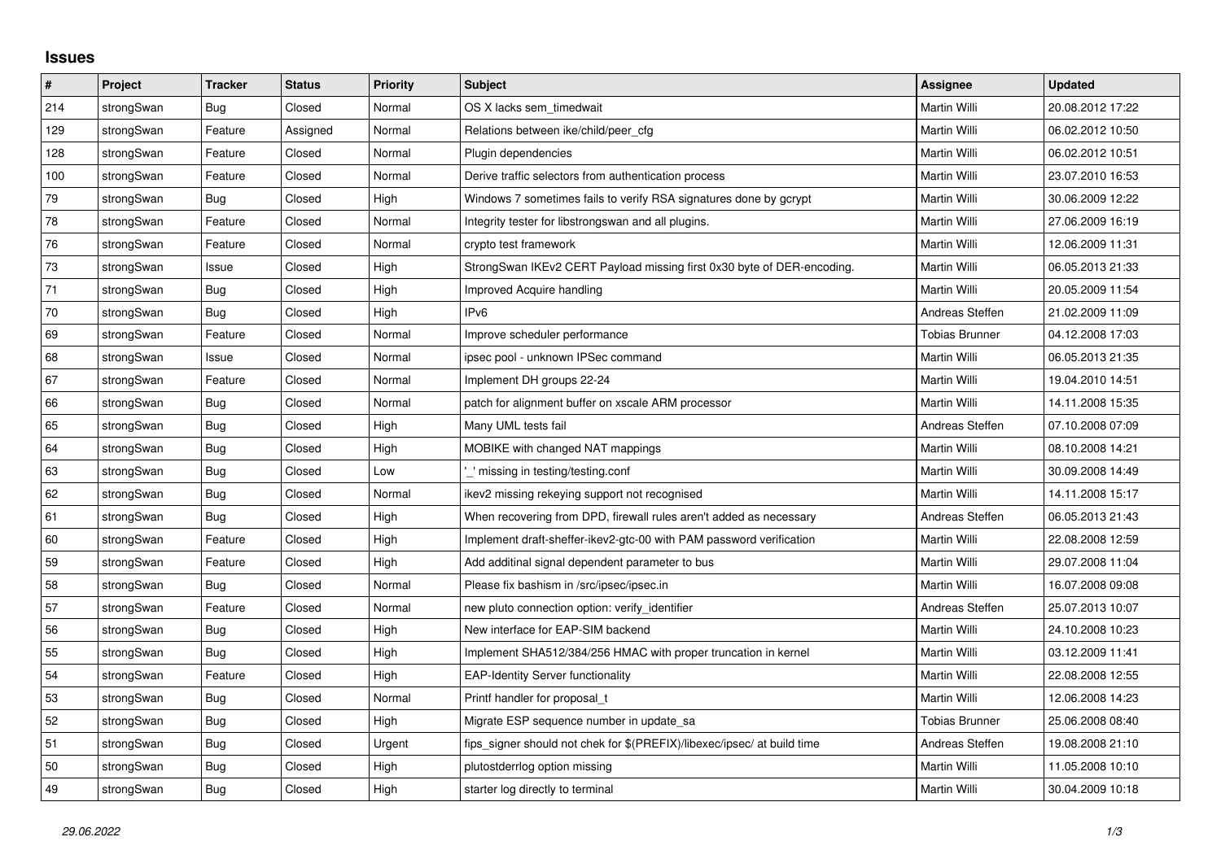## Issues

| # | Project | Tracker | Status | Priority | Subject | Assignee | Updated |
|---|---|---|---|---|---|---|---|
| 214 | strongSwan | Bug | Closed | Normal | OS X lacks sem_timedwait | Martin Willi | 20.08.2012 17:22 |
| 129 | strongSwan | Feature | Assigned | Normal | Relations between ike/child/peer_cfg | Martin Willi | 06.02.2012 10:50 |
| 128 | strongSwan | Feature | Closed | Normal | Plugin dependencies | Martin Willi | 06.02.2012 10:51 |
| 100 | strongSwan | Feature | Closed | Normal | Derive traffic selectors from authentication process | Martin Willi | 23.07.2010 16:53 |
| 79 | strongSwan | Bug | Closed | High | Windows 7 sometimes fails to verify RSA signatures done by gcrypt | Martin Willi | 30.06.2009 12:22 |
| 78 | strongSwan | Feature | Closed | Normal | Integrity tester for libstrongswan and all plugins. | Martin Willi | 27.06.2009 16:19 |
| 76 | strongSwan | Feature | Closed | Normal | crypto test framework | Martin Willi | 12.06.2009 11:31 |
| 73 | strongSwan | Issue | Closed | High | StrongSwan IKEv2 CERT Payload missing first 0x30 byte of DER-encoding. | Martin Willi | 06.05.2013 21:33 |
| 71 | strongSwan | Bug | Closed | High | Improved Acquire handling | Martin Willi | 20.05.2009 11:54 |
| 70 | strongSwan | Bug | Closed | High | IPv6 | Andreas Steffen | 21.02.2009 11:09 |
| 69 | strongSwan | Feature | Closed | Normal | Improve scheduler performance | Tobias Brunner | 04.12.2008 17:03 |
| 68 | strongSwan | Issue | Closed | Normal | ipsec pool - unknown IPSec command | Martin Willi | 06.05.2013 21:35 |
| 67 | strongSwan | Feature | Closed | Normal | Implement DH groups 22-24 | Martin Willi | 19.04.2010 14:51 |
| 66 | strongSwan | Bug | Closed | Normal | patch for alignment buffer on xscale ARM processor | Martin Willi | 14.11.2008 15:35 |
| 65 | strongSwan | Bug | Closed | High | Many UML tests fail | Andreas Steffen | 07.10.2008 07:09 |
| 64 | strongSwan | Bug | Closed | High | MOBIKE with changed NAT mappings | Martin Willi | 08.10.2008 14:21 |
| 63 | strongSwan | Bug | Closed | Low | '_' missing in testing/testing.conf | Martin Willi | 30.09.2008 14:49 |
| 62 | strongSwan | Bug | Closed | Normal | ikev2 missing rekeying support not recognised | Martin Willi | 14.11.2008 15:17 |
| 61 | strongSwan | Bug | Closed | High | When recovering from DPD, firewall rules aren't added as necessary | Andreas Steffen | 06.05.2013 21:43 |
| 60 | strongSwan | Feature | Closed | High | Implement draft-sheffer-ikev2-gtc-00 with PAM password verification | Martin Willi | 22.08.2008 12:59 |
| 59 | strongSwan | Feature | Closed | High | Add additinal signal dependent parameter to bus | Martin Willi | 29.07.2008 11:04 |
| 58 | strongSwan | Bug | Closed | Normal | Please fix bashism in /src/ipsec/ipsec.in | Martin Willi | 16.07.2008 09:08 |
| 57 | strongSwan | Feature | Closed | Normal | new pluto connection option: verify_identifier | Andreas Steffen | 25.07.2013 10:07 |
| 56 | strongSwan | Bug | Closed | High | New interface for EAP-SIM backend | Martin Willi | 24.10.2008 10:23 |
| 55 | strongSwan | Bug | Closed | High | Implement SHA512/384/256 HMAC with proper truncation in kernel | Martin Willi | 03.12.2009 11:41 |
| 54 | strongSwan | Feature | Closed | High | EAP-Identity Server functionality | Martin Willi | 22.08.2008 12:55 |
| 53 | strongSwan | Bug | Closed | Normal | Printf handler for proposal_t | Martin Willi | 12.06.2008 14:23 |
| 52 | strongSwan | Bug | Closed | High | Migrate ESP sequence number in update_sa | Tobias Brunner | 25.06.2008 08:40 |
| 51 | strongSwan | Bug | Closed | Urgent | fips_signer should not chek for $(PREFIX)/libexec/ipsec/ at build time | Andreas Steffen | 19.08.2008 21:10 |
| 50 | strongSwan | Bug | Closed | High | plutostderrlog option missing | Martin Willi | 11.05.2008 10:10 |
| 49 | strongSwan | Bug | Closed | High | starter log directly to terminal | Martin Willi | 30.04.2009 10:18 |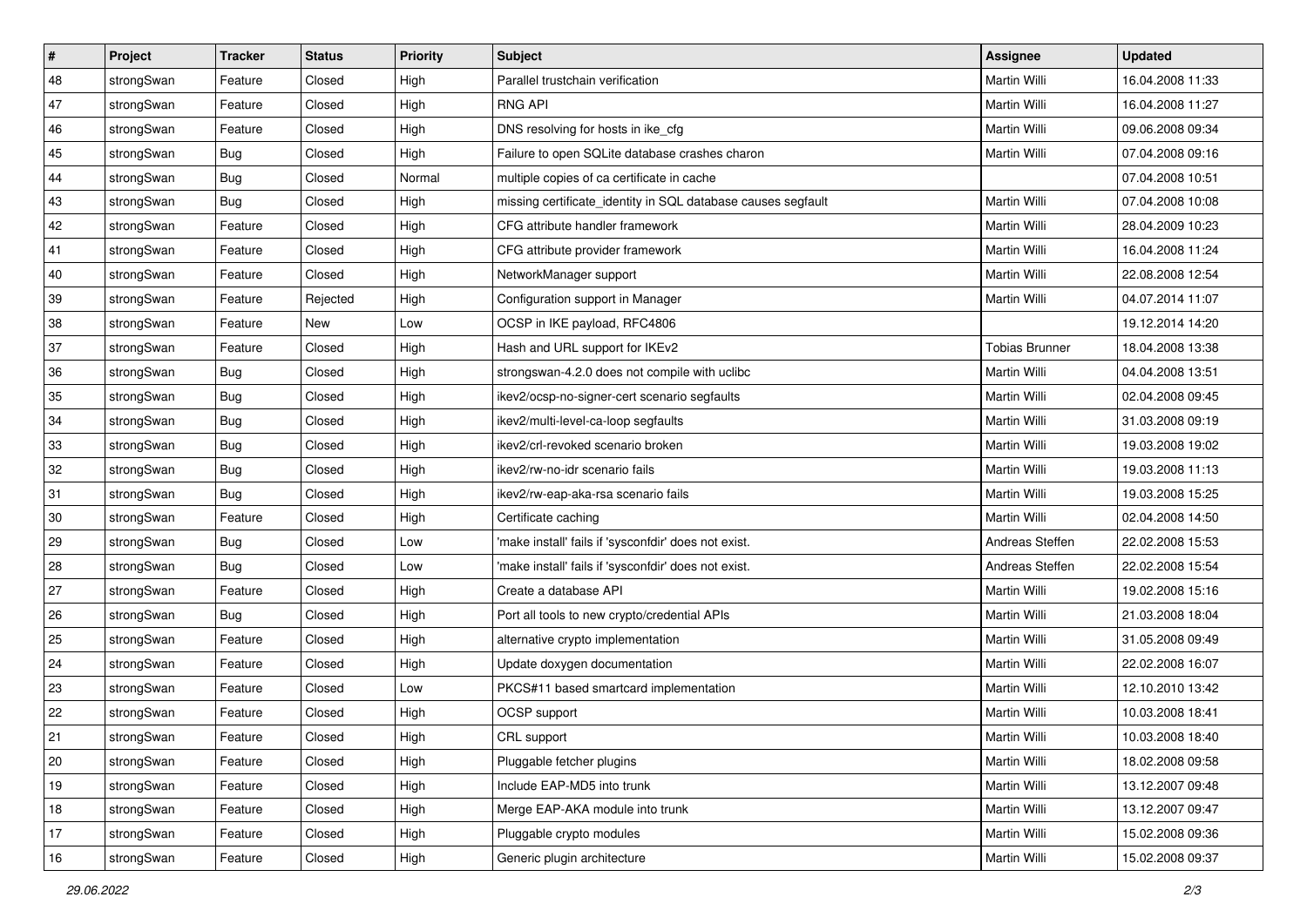| # | Project | Tracker | Status | Priority | Subject | Assignee | Updated |
|---|---|---|---|---|---|---|---|
| 48 | strongSwan | Feature | Closed | High | Parallel trustchain verification | Martin Willi | 16.04.2008 11:33 |
| 47 | strongSwan | Feature | Closed | High | RNG API | Martin Willi | 16.04.2008 11:27 |
| 46 | strongSwan | Feature | Closed | High | DNS resolving for hosts in ike_cfg | Martin Willi | 09.06.2008 09:34 |
| 45 | strongSwan | Bug | Closed | High | Failure to open SQLite database crashes charon | Martin Willi | 07.04.2008 09:16 |
| 44 | strongSwan | Bug | Closed | Normal | multiple copies of ca certificate in cache | | 07.04.2008 10:51 |
| 43 | strongSwan | Bug | Closed | High | missing certificate_identity in SQL database causes segfault | Martin Willi | 07.04.2008 10:08 |
| 42 | strongSwan | Feature | Closed | High | CFG attribute handler framework | Martin Willi | 28.04.2009 10:23 |
| 41 | strongSwan | Feature | Closed | High | CFG attribute provider framework | Martin Willi | 16.04.2008 11:24 |
| 40 | strongSwan | Feature | Closed | High | NetworkManager support | Martin Willi | 22.08.2008 12:54 |
| 39 | strongSwan | Feature | Rejected | High | Configuration support in Manager | Martin Willi | 04.07.2014 11:07 |
| 38 | strongSwan | Feature | New | Low | OCSP in IKE payload, RFC4806 | | 19.12.2014 14:20 |
| 37 | strongSwan | Feature | Closed | High | Hash and URL support for IKEv2 | Tobias Brunner | 18.04.2008 13:38 |
| 36 | strongSwan | Bug | Closed | High | strongswan-4.2.0 does not compile with uclibc | Martin Willi | 04.04.2008 13:51 |
| 35 | strongSwan | Bug | Closed | High | ikev2/ocsp-no-signer-cert scenario segfaults | Martin Willi | 02.04.2008 09:45 |
| 34 | strongSwan | Bug | Closed | High | ikev2/multi-level-ca-loop segfaults | Martin Willi | 31.03.2008 09:19 |
| 33 | strongSwan | Bug | Closed | High | ikev2/crl-revoked scenario broken | Martin Willi | 19.03.2008 19:02 |
| 32 | strongSwan | Bug | Closed | High | ikev2/rw-no-idr scenario fails | Martin Willi | 19.03.2008 11:13 |
| 31 | strongSwan | Bug | Closed | High | ikev2/rw-eap-aka-rsa scenario fails | Martin Willi | 19.03.2008 15:25 |
| 30 | strongSwan | Feature | Closed | High | Certificate caching | Martin Willi | 02.04.2008 14:50 |
| 29 | strongSwan | Bug | Closed | Low | 'make install' fails if 'sysconfdir' does not exist. | Andreas Steffen | 22.02.2008 15:53 |
| 28 | strongSwan | Bug | Closed | Low | 'make install' fails if 'sysconfdir' does not exist. | Andreas Steffen | 22.02.2008 15:54 |
| 27 | strongSwan | Feature | Closed | High | Create a database API | Martin Willi | 19.02.2008 15:16 |
| 26 | strongSwan | Bug | Closed | High | Port all tools to new crypto/credential APIs | Martin Willi | 21.03.2008 18:04 |
| 25 | strongSwan | Feature | Closed | High | alternative crypto implementation | Martin Willi | 31.05.2008 09:49 |
| 24 | strongSwan | Feature | Closed | High | Update doxygen documentation | Martin Willi | 22.02.2008 16:07 |
| 23 | strongSwan | Feature | Closed | Low | PKCS#11 based smartcard implementation | Martin Willi | 12.10.2010 13:42 |
| 22 | strongSwan | Feature | Closed | High | OCSP support | Martin Willi | 10.03.2008 18:41 |
| 21 | strongSwan | Feature | Closed | High | CRL support | Martin Willi | 10.03.2008 18:40 |
| 20 | strongSwan | Feature | Closed | High | Pluggable fetcher plugins | Martin Willi | 18.02.2008 09:58 |
| 19 | strongSwan | Feature | Closed | High | Include EAP-MD5 into trunk | Martin Willi | 13.12.2007 09:48 |
| 18 | strongSwan | Feature | Closed | High | Merge EAP-AKA module into trunk | Martin Willi | 13.12.2007 09:47 |
| 17 | strongSwan | Feature | Closed | High | Pluggable crypto modules | Martin Willi | 15.02.2008 09:36 |
| 16 | strongSwan | Feature | Closed | High | Generic plugin architecture | Martin Willi | 15.02.2008 09:37 |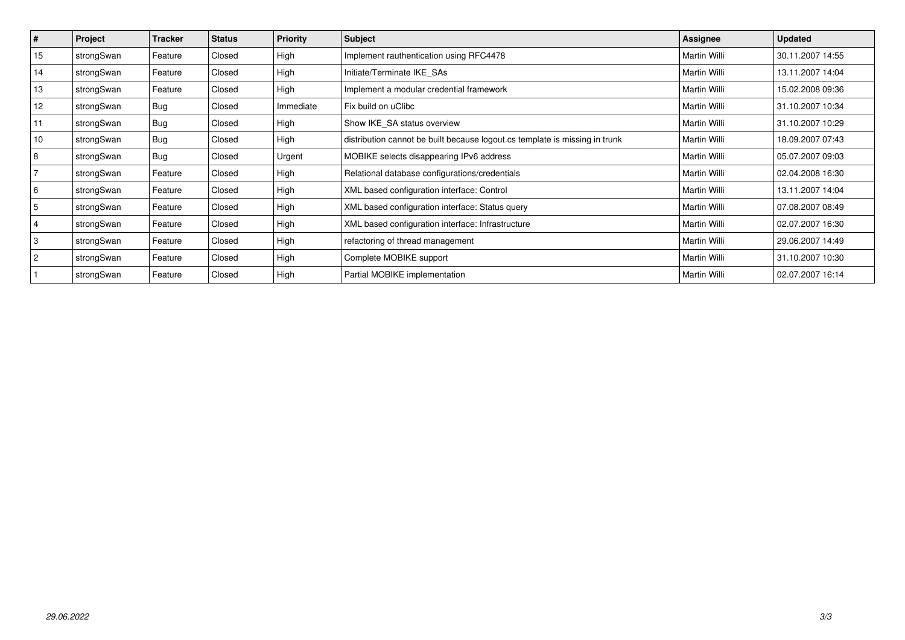| # | Project | Tracker | Status | Priority | Subject | Assignee | Updated |
|---|---|---|---|---|---|---|---|
| 15 | strongSwan | Feature | Closed | High | Implement rauthentication using RFC4478 | Martin Willi | 30.11.2007 14:55 |
| 14 | strongSwan | Feature | Closed | High | Initiate/Terminate IKE_SAs | Martin Willi | 13.11.2007 14:04 |
| 13 | strongSwan | Feature | Closed | High | Implement a modular credential framework | Martin Willi | 15.02.2008 09:36 |
| 12 | strongSwan | Bug | Closed | Immediate | Fix build on uClibc | Martin Willi | 31.10.2007 10:34 |
| 11 | strongSwan | Bug | Closed | High | Show IKE_SA status overview | Martin Willi | 31.10.2007 10:29 |
| 10 | strongSwan | Bug | Closed | High | distribution cannot be built because logout.cs template is missing in trunk | Martin Willi | 18.09.2007 07:43 |
| 8 | strongSwan | Bug | Closed | Urgent | MOBIKE selects disappearing IPv6 address | Martin Willi | 05.07.2007 09:03 |
| 7 | strongSwan | Feature | Closed | High | Relational database configurations/credentials | Martin Willi | 02.04.2008 16:30 |
| 6 | strongSwan | Feature | Closed | High | XML based configuration interface: Control | Martin Willi | 13.11.2007 14:04 |
| 5 | strongSwan | Feature | Closed | High | XML based configuration interface: Status query | Martin Willi | 07.08.2007 08:49 |
| 4 | strongSwan | Feature | Closed | High | XML based configuration interface: Infrastructure | Martin Willi | 02.07.2007 16:30 |
| 3 | strongSwan | Feature | Closed | High | refactoring of thread management | Martin Willi | 29.06.2007 14:49 |
| 2 | strongSwan | Feature | Closed | High | Complete MOBIKE support | Martin Willi | 31.10.2007 10:30 |
| 1 | strongSwan | Feature | Closed | High | Partial MOBIKE implementation | Martin Willi | 02.07.2007 16:14 |